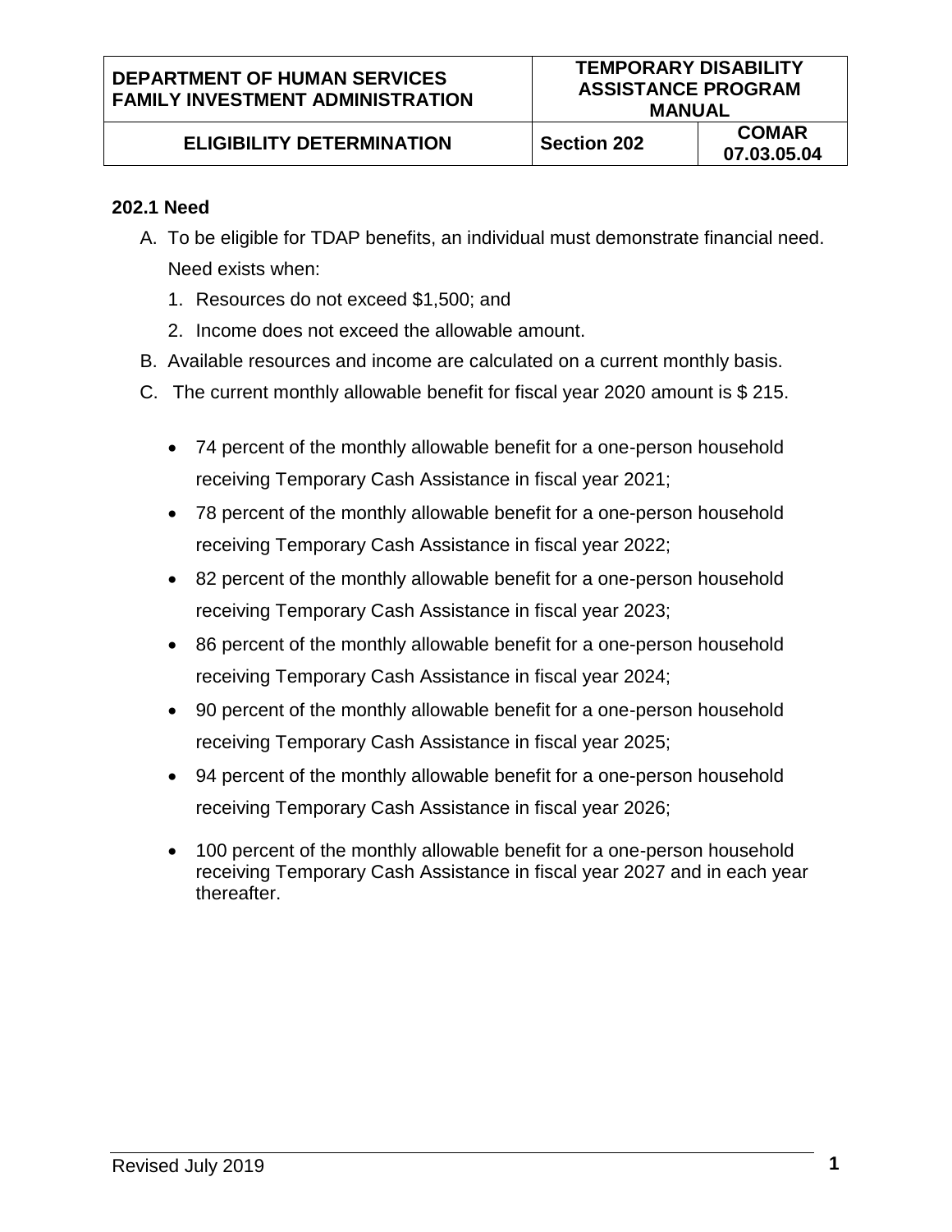| DEPARTMENT OF HUMAN SERVICES FAMILY INVESTMENT ADMINISTRATION | TEMPORARY DISABILITY ASSISTANCE PROGRAM MANUAL | |
|---|---|---|
| ELIGIBILITY DETERMINATION | Section 202 | COMAR 07.03.05.04 |

**202.1 Need**

A. To be eligible for TDAP benefits, an individual must demonstrate financial need. Need exists when:

   1. Resources do not exceed $1,500; and
   2. Income does not exceed the allowable amount.

B. Available resources and income are calculated on a current monthly basis.

C. The current monthly allowable benefit for fiscal year 2020 amount is $ 215.

   - 74 percent of the monthly allowable benefit for a one-person household receiving Temporary Cash Assistance in fiscal year 2021;
   - 78 percent of the monthly allowable benefit for a one-person household receiving Temporary Cash Assistance in fiscal year 2022;
   - 82 percent of the monthly allowable benefit for a one-person household receiving Temporary Cash Assistance in fiscal year 2023;
   - 86 percent of the monthly allowable benefit for a one-person household receiving Temporary Cash Assistance in fiscal year 2024;
   - 90 percent of the monthly allowable benefit for a one-person household receiving Temporary Cash Assistance in fiscal year 2025;
   - 94 percent of the monthly allowable benefit for a one-person household receiving Temporary Cash Assistance in fiscal year 2026;
   - 100 percent of the monthly allowable benefit for a one-person household receiving Temporary Cash Assistance in fiscal year 2027 and in each year thereafter.

Revised July 2019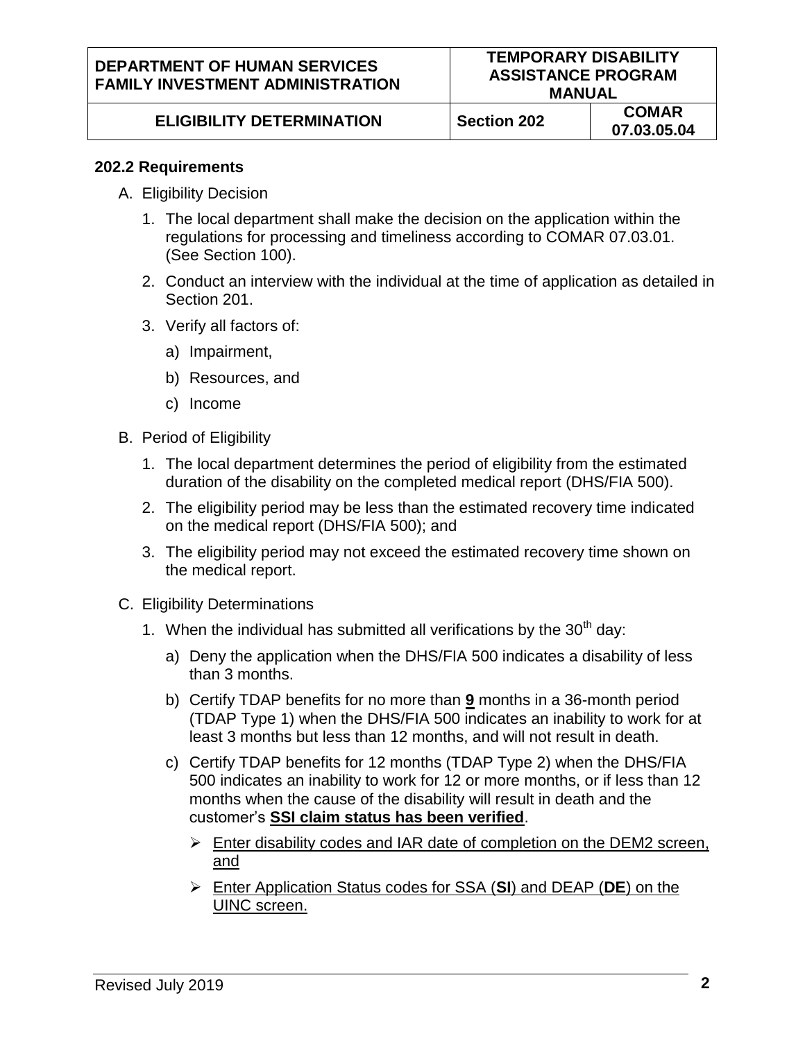### 202.2 Requirements

A. Eligibility Decision

1. The local department shall make the decision on the application within the regulations for processing and timeliness according to COMAR 07.03.01. (See Section 100).
2. Conduct an interview with the individual at the time of application as detailed in Section 201.
3. Verify all factors of:
   a) Impairment,
   b) Resources, and
   c) Income

B. Period of Eligibility

1. The local department determines the period of eligibility from the estimated duration of the disability on the completed medical report (DHS/FIA 500).
2. The eligibility period may be less than the estimated recovery time indicated on the medical report (DHS/FIA 500); and
3. The eligibility period may not exceed the estimated recovery time shown on the medical report.

C. Eligibility Determinations

1. When the individual has submitted all verifications by the 30th day:
   a) Deny the application when the DHS/FIA 500 indicates a disability of less than 3 months.
   b) Certify TDAP benefits for no more than **9** months in a 36-month period (TDAP Type 1) when the DHS/FIA 500 indicates an inability to work for at least 3 months but less than 12 months, and will not result in death.
   c) Certify TDAP benefits for 12 months (TDAP Type 2) when the DHS/FIA 500 indicates an inability to work for 12 or more months, or if less than 12 months when the cause of the disability will result in death and the customer's **SSI claim status has been verified**.
      - Enter disability codes and IAR date of completion on the DEM2 screen, and
      - Enter Application Status codes for SSA (**SI**) and DEAP (**DE**) on the UINC screen.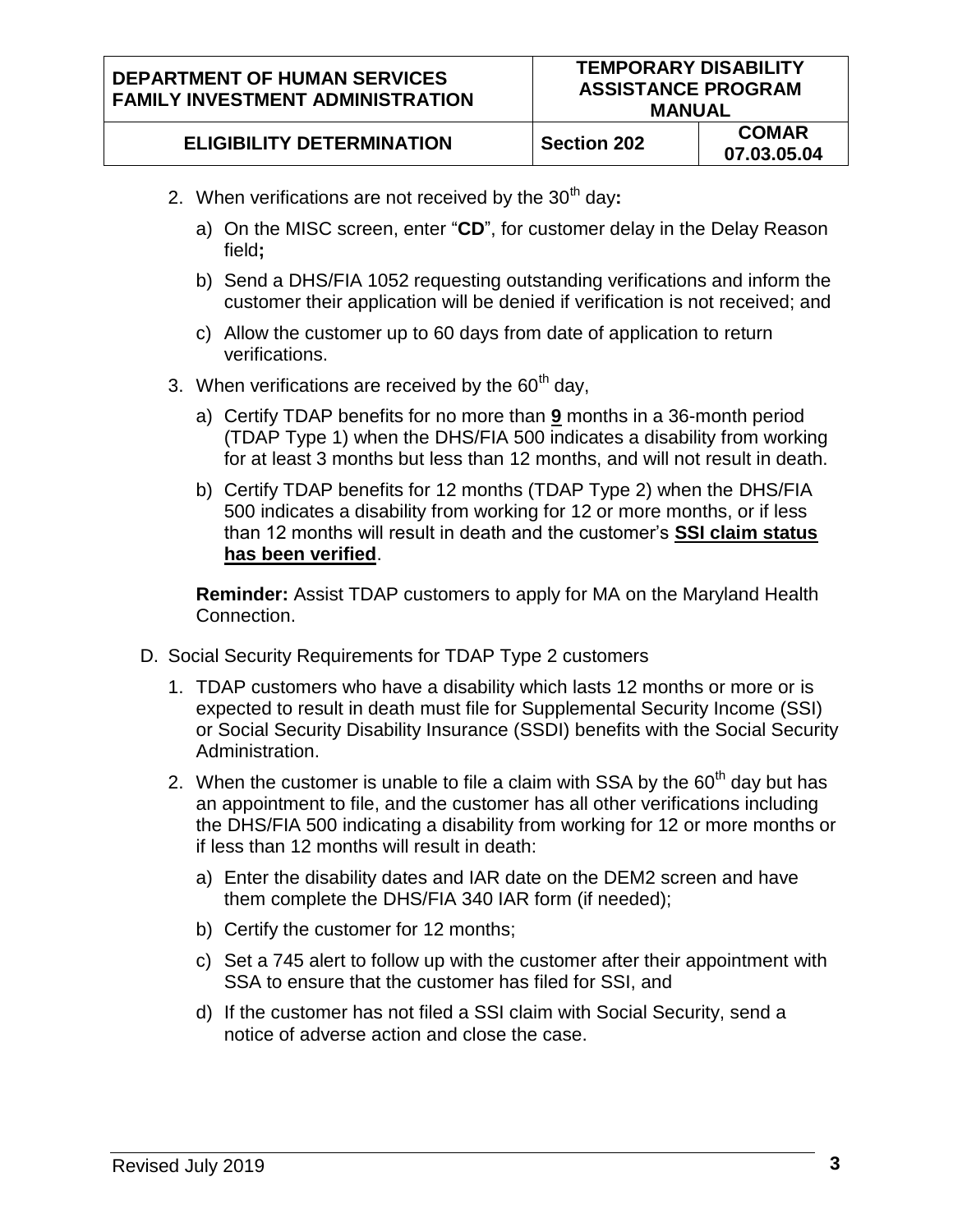2. When verifications are not received by the 30th day**:**

   a) On the MISC screen, enter "**CD**", for customer delay in the Delay Reason field**;**

   b) Send a DHS/FIA 1052 requesting outstanding verifications and inform the customer their application will be denied if verification is not received; and

   c) Allow the customer up to 60 days from date of application to return verifications.

3. When verifications are received by the 60th day,

   a) Certify TDAP benefits for no more than **9** months in a 36-month period (TDAP Type 1) when the DHS/FIA 500 indicates a disability from working for at least 3 months but less than 12 months, and will not result in death.

   b) Certify TDAP benefits for 12 months (TDAP Type 2) when the DHS/FIA 500 indicates a disability from working for 12 or more months, or if less than 12 months will result in death and the customer's **SSI claim status has been verified**.

   **Reminder:** Assist TDAP customers to apply for MA on the Maryland Health Connection.

D. Social Security Requirements for TDAP Type 2 customers

1. TDAP customers who have a disability which lasts 12 months or more or is expected to result in death must file for Supplemental Security Income (SSI) or Social Security Disability Insurance (SSDI) benefits with the Social Security Administration.

2. When the customer is unable to file a claim with SSA by the 60th day but has an appointment to file, and the customer has all other verifications including the DHS/FIA 500 indicating a disability from working for 12 or more months or if less than 12 months will result in death:

   a) Enter the disability dates and IAR date on the DEM2 screen and have them complete the DHS/FIA 340 IAR form (if needed);

   b) Certify the customer for 12 months;

   c) Set a 745 alert to follow up with the customer after their appointment with SSA to ensure that the customer has filed for SSI, and

   d) If the customer has not filed a SSI claim with Social Security, send a notice of adverse action and close the case.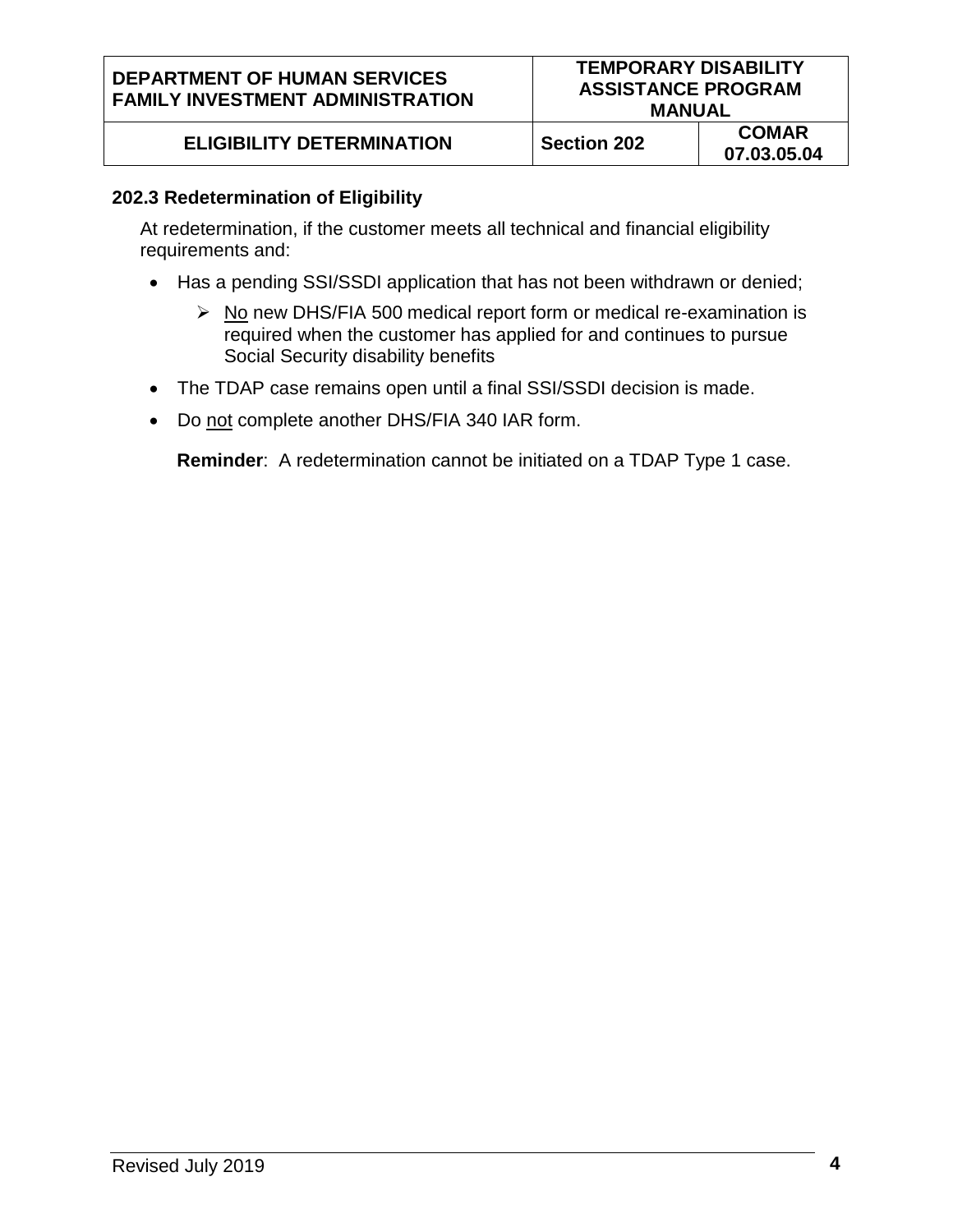### 202.3 Redetermination of Eligibility

At redetermination, if the customer meets all technical and financial eligibility requirements and:

- Has a pending SSI/SSDI application that has not been withdrawn or denied;
  - No new DHS/FIA 500 medical report form or medical re-examination is required when the customer has applied for and continues to pursue Social Security disability benefits
- The TDAP case remains open until a final SSI/SSDI decision is made.
- Do not complete another DHS/FIA 340 IAR form.

**Reminder**: A redetermination cannot be initiated on a TDAP Type 1 case.